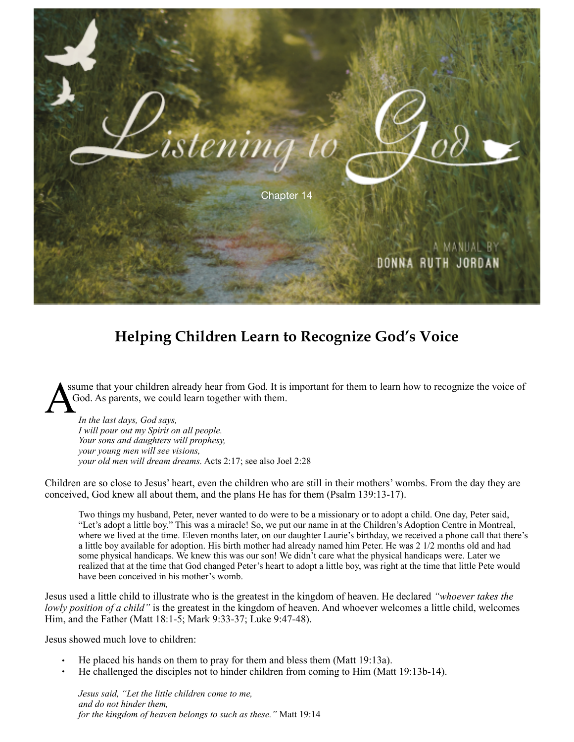Listening to God

Chapter 14

A MANUAL BY DONNA RUTH JORDAN

# Helping Children Learn to Recognize God's Voice

Assume that your children already hear from God. It is important for them to learn how to recognize the voice of God. As parents, we could learn together with them.

> *In the last days, God says,*
> *I will pour out my Spirit on all people.*
> *Your sons and daughters will prophesy,*
> *your young men will see visions,*
> *your old men will dream dreams.* Acts 2:17; see also Joel 2:28

Children are so close to Jesus' heart, even the children who are still in their mothers' wombs. From the day they are conceived, God knew all about them, and the plans He has for them (Psalm 139:13-17).

> Two things my husband, Peter, never wanted to do were to be a missionary or to adopt a child. One day, Peter said, "Let's adopt a little boy." This was a miracle! So, we put our name in at the Children's Adoption Centre in Montreal, where we lived at the time. Eleven months later, on our daughter Laurie's birthday, we received a phone call that there's a little boy available for adoption. His birth mother had already named him Peter. He was 2 1/2 months old and had some physical handicaps. We knew this was our son! We didn't care what the physical handicaps were. Later we realized that at the time that God changed Peter's heart to adopt a little boy, was right at the time that little Pete would have been conceived in his mother's womb.

Jesus used a little child to illustrate who is the greatest in the kingdom of heaven. He declared *"whoever takes the lowly position of a child"* is the greatest in the kingdom of heaven. And whoever welcomes a little child, welcomes Him, and the Father (Matt 18:1-5; Mark 9:33-37; Luke 9:47-48).

Jesus showed much love to children:

- He placed his hands on them to pray for them and bless them (Matt 19:13a).
- He challenged the disciples not to hinder children from coming to Him (Matt 19:13b-14).

> *Jesus said, "Let the little children come to me,*
> *and do not hinder them,*
> *for the kingdom of heaven belongs to such as these."* Matt 19:14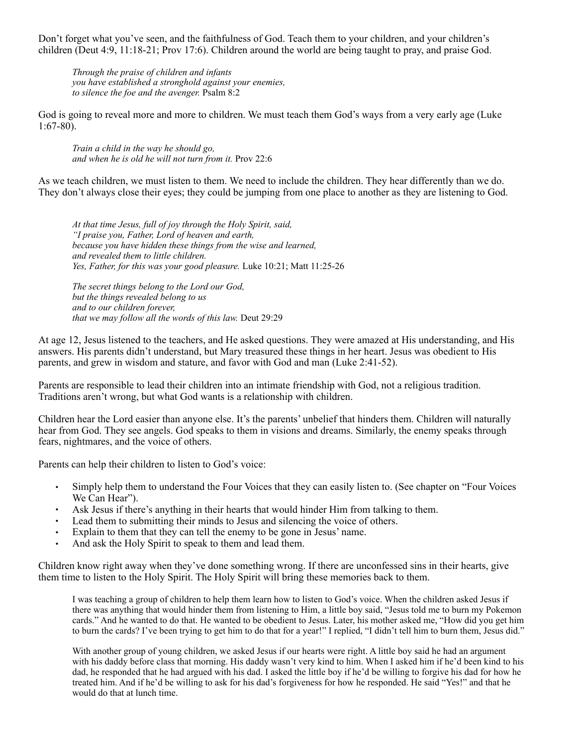Don't forget what you've seen, and the faithfulness of God. Teach them to your children, and your children's children (Deut 4:9, 11:18-21; Prov 17:6). Children around the world are being taught to pray, and praise God.

> *Through the praise of children and infants*
> *you have established a stronghold against your enemies,*
> *to silence the foe and the avenger.* Psalm 8:2

God is going to reveal more and more to children. We must teach them God's ways from a very early age (Luke 1:67-80).

> *Train a child in the way he should go,*
> *and when he is old he will not turn from it.* Prov 22:6

As we teach children, we must listen to them. We need to include the children. They hear differently than we do. They don't always close their eyes; they could be jumping from one place to another as they are listening to God.

> *At that time Jesus, full of joy through the Holy Spirit, said,*
> *"I praise you, Father, Lord of heaven and earth,*
> *because you have hidden these things from the wise and learned,*
> *and revealed them to little children.*
> *Yes, Father, for this was your good pleasure.* Luke 10:21; Matt 11:25-26

> *The secret things belong to the Lord our God,*
> *but the things revealed belong to us*
> *and to our children forever,*
> *that we may follow all the words of this law.* Deut 29:29

At age 12, Jesus listened to the teachers, and He asked questions. They were amazed at His understanding, and His answers. His parents didn't understand, but Mary treasured these things in her heart. Jesus was obedient to His parents, and grew in wisdom and stature, and favor with God and man (Luke 2:41-52).

Parents are responsible to lead their children into an intimate friendship with God, not a religious tradition. Traditions aren't wrong, but what God wants is a relationship with children.

Children hear the Lord easier than anyone else. It's the parents' unbelief that hinders them. Children will naturally hear from God. They see angels. God speaks to them in visions and dreams. Similarly, the enemy speaks through fears, nightmares, and the voice of others.

Parents can help their children to listen to God's voice:

- Simply help them to understand the Four Voices that they can easily listen to. (See chapter on "Four Voices We Can Hear").
- Ask Jesus if there's anything in their hearts that would hinder Him from talking to them.
- Lead them to submitting their minds to Jesus and silencing the voice of others.
- Explain to them that they can tell the enemy to be gone in Jesus' name.
- And ask the Holy Spirit to speak to them and lead them.

Children know right away when they've done something wrong. If there are unconfessed sins in their hearts, give them time to listen to the Holy Spirit. The Holy Spirit will bring these memories back to them.

> I was teaching a group of children to help them learn how to listen to God's voice. When the children asked Jesus if there was anything that would hinder them from listening to Him, a little boy said, "Jesus told me to burn my Pokemon cards." And he wanted to do that. He wanted to be obedient to Jesus. Later, his mother asked me, "How did you get him to burn the cards? I've been trying to get him to do that for a year!" I replied, "I didn't tell him to burn them, Jesus did."
>
> With another group of young children, we asked Jesus if our hearts were right. A little boy said he had an argument with his daddy before class that morning. His daddy wasn't very kind to him. When I asked him if he'd been kind to his dad, he responded that he had argued with his dad. I asked the little boy if he'd be willing to forgive his dad for how he treated him. And if he'd be willing to ask for his dad's forgiveness for how he responded. He said "Yes!" and that he would do that at lunch time.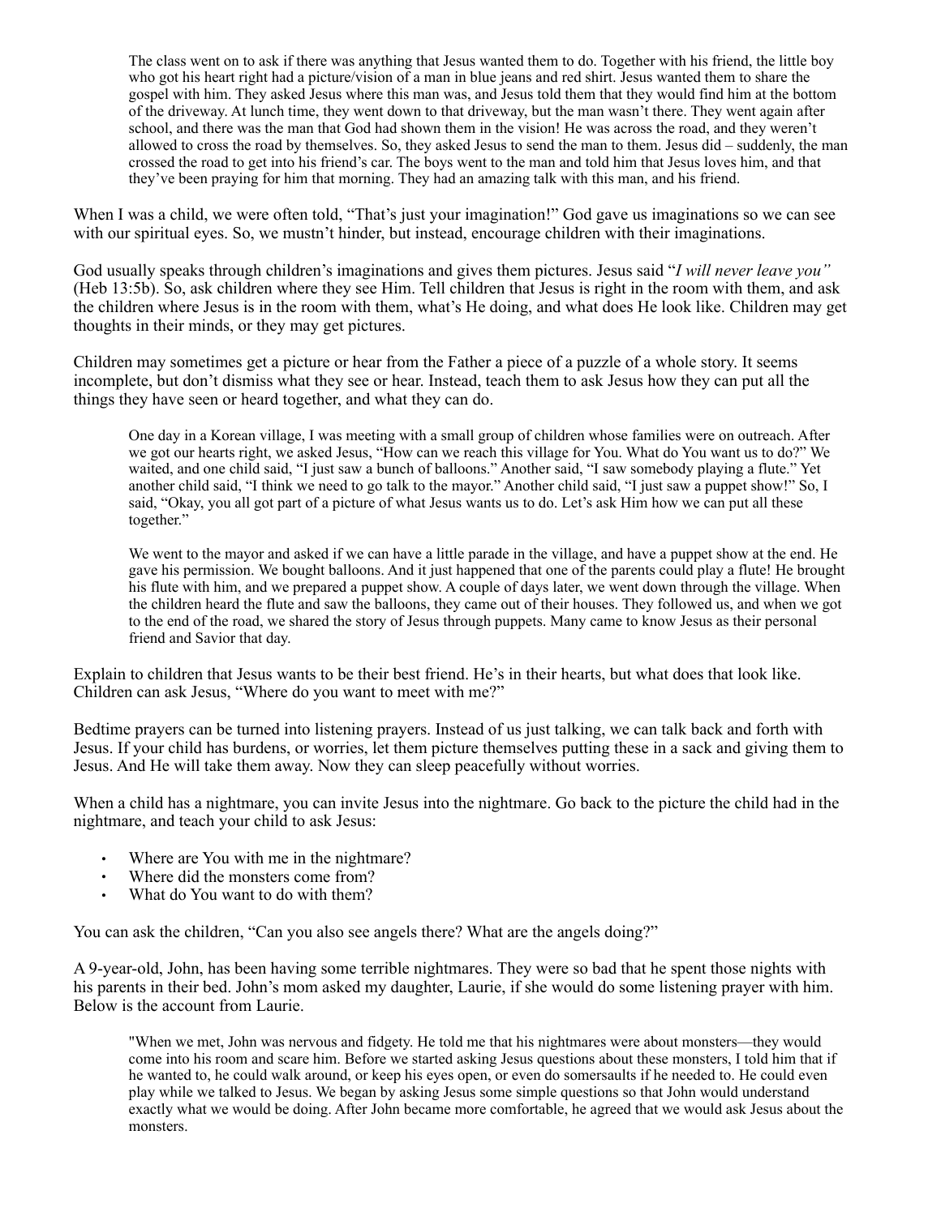> The class went on to ask if there was anything that Jesus wanted them to do. Together with his friend, the little boy who got his heart right had a picture/vision of a man in blue jeans and red shirt. Jesus wanted them to share the gospel with him. They asked Jesus where this man was, and Jesus told them that they would find him at the bottom of the driveway. At lunch time, they went down to that driveway, but the man wasn't there. They went again after school, and there was the man that God had shown them in the vision! He was across the road, and they weren't allowed to cross the road by themselves. So, they asked Jesus to send the man to them. Jesus did – suddenly, the man crossed the road to get into his friend's car. The boys went to the man and told him that Jesus loves him, and that they've been praying for him that morning. They had an amazing talk with this man, and his friend.

When I was a child, we were often told, "That's just your imagination!" God gave us imaginations so we can see with our spiritual eyes. So, we mustn't hinder, but instead, encourage children with their imaginations.

God usually speaks through children's imaginations and gives them pictures. Jesus said "*I will never leave you"* (Heb 13:5b). So, ask children where they see Him. Tell children that Jesus is right in the room with them, and ask the children where Jesus is in the room with them, what's He doing, and what does He look like. Children may get thoughts in their minds, or they may get pictures.

Children may sometimes get a picture or hear from the Father a piece of a puzzle of a whole story. It seems incomplete, but don't dismiss what they see or hear. Instead, teach them to ask Jesus how they can put all the things they have seen or heard together, and what they can do.

> One day in a Korean village, I was meeting with a small group of children whose families were on outreach. After we got our hearts right, we asked Jesus, "How can we reach this village for You. What do You want us to do?" We waited, and one child said, "I just saw a bunch of balloons." Another said, "I saw somebody playing a flute." Yet another child said, "I think we need to go talk to the mayor." Another child said, "I just saw a puppet show!" So, I said, "Okay, you all got part of a picture of what Jesus wants us to do. Let's ask Him how we can put all these together."
>
> We went to the mayor and asked if we can have a little parade in the village, and have a puppet show at the end. He gave his permission. We bought balloons. And it just happened that one of the parents could play a flute! He brought his flute with him, and we prepared a puppet show. A couple of days later, we went down through the village. When the children heard the flute and saw the balloons, they came out of their houses. They followed us, and when we got to the end of the road, we shared the story of Jesus through puppets. Many came to know Jesus as their personal friend and Savior that day.

Explain to children that Jesus wants to be their best friend. He's in their hearts, but what does that look like. Children can ask Jesus, "Where do you want to meet with me?"

Bedtime prayers can be turned into listening prayers. Instead of us just talking, we can talk back and forth with Jesus. If your child has burdens, or worries, let them picture themselves putting these in a sack and giving them to Jesus. And He will take them away. Now they can sleep peacefully without worries.

When a child has a nightmare, you can invite Jesus into the nightmare. Go back to the picture the child had in the nightmare, and teach your child to ask Jesus:

- Where are You with me in the nightmare?
- Where did the monsters come from?
- What do You want to do with them?

You can ask the children, "Can you also see angels there? What are the angels doing?"

A 9-year-old, John, has been having some terrible nightmares. They were so bad that he spent those nights with his parents in their bed. John's mom asked my daughter, Laurie, if she would do some listening prayer with him. Below is the account from Laurie.

> "When we met, John was nervous and fidgety. He told me that his nightmares were about monsters—they would come into his room and scare him. Before we started asking Jesus questions about these monsters, I told him that if he wanted to, he could walk around, or keep his eyes open, or even do somersaults if he needed to. He could even play while we talked to Jesus. We began by asking Jesus some simple questions so that John would understand exactly what we would be doing. After John became more comfortable, he agreed that we would ask Jesus about the monsters.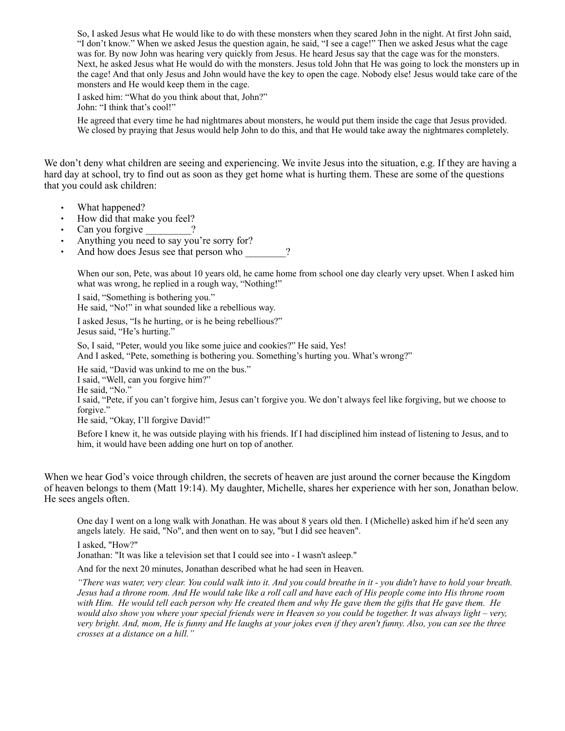> So, I asked Jesus what He would like to do with these monsters when they scared John in the night. At first John said, "I don't know." When we asked Jesus the question again, he said, "I see a cage!" Then we asked Jesus what the cage was for. By now John was hearing very quickly from Jesus. He heard Jesus say that the cage was for the monsters. Next, he asked Jesus what He would do with the monsters. Jesus told John that He was going to lock the monsters up in the cage! And that only Jesus and John would have the key to open the cage. Nobody else! Jesus would take care of the monsters and He would keep them in the cage.
>
> I asked him: "What do you think about that, John?"
> John: "I think that's cool!"
>
> He agreed that every time he had nightmares about monsters, he would put them inside the cage that Jesus provided. We closed by praying that Jesus would help John to do this, and that He would take away the nightmares completely.

We don't deny what children are seeing and experiencing. We invite Jesus into the situation, e.g. If they are having a hard day at school, try to find out as soon as they get home what is hurting them. These are some of the questions that you could ask children:

- What happened?
- How did that make you feel?
- Can you forgive _________?
- Anything you need to say you're sorry for?
- And how does Jesus see that person who ________?

> When our son, Pete, was about 10 years old, he came home from school one day clearly very upset. When I asked him what was wrong, he replied in a rough way, "Nothing!"
>
> I said, "Something is bothering you."
> He said, "No!" in what sounded like a rebellious way.
>
> I asked Jesus, "Is he hurting, or is he being rebellious?"
> Jesus said, "He's hurting."
>
> So, I said, "Peter, would you like some juice and cookies?" He said, Yes!
> And I asked, "Pete, something is bothering you. Something's hurting you. What's wrong?"
>
> He said, "David was unkind to me on the bus."
> I said, "Well, can you forgive him?"
> He said, "No."
> I said, "Pete, if you can't forgive him, Jesus can't forgive you. We don't always feel like forgiving, but we choose to forgive."
> He said, "Okay, I'll forgive David!"
>
> Before I knew it, he was outside playing with his friends. If I had disciplined him instead of listening to Jesus, and to him, it would have been adding one hurt on top of another.

When we hear God's voice through children, the secrets of heaven are just around the corner because the Kingdom of heaven belongs to them (Matt 19:14). My daughter, Michelle, shares her experience with her son, Jonathan below. He sees angels often.

> One day I went on a long walk with Jonathan. He was about 8 years old then. I (Michelle) asked him if he'd seen any angels lately. He said, "No", and then went on to say, "but I did see heaven".
>
> I asked, "How?"
> Jonathan: "It was like a television set that I could see into - I wasn't asleep."
>
> And for the next 20 minutes, Jonathan described what he had seen in Heaven.
>
> *"There was water, very clear. You could walk into it. And you could breathe in it - you didn't have to hold your breath. Jesus had a throne room. And He would take like a roll call and have each of His people come into His throne room with Him. He would tell each person why He created them and why He gave them the gifts that He gave them. He would also show you where your special friends were in Heaven so you could be together. It was always light – very, very bright. And, mom, He is funny and He laughs at your jokes even if they aren't funny. Also, you can see the three crosses at a distance on a hill."*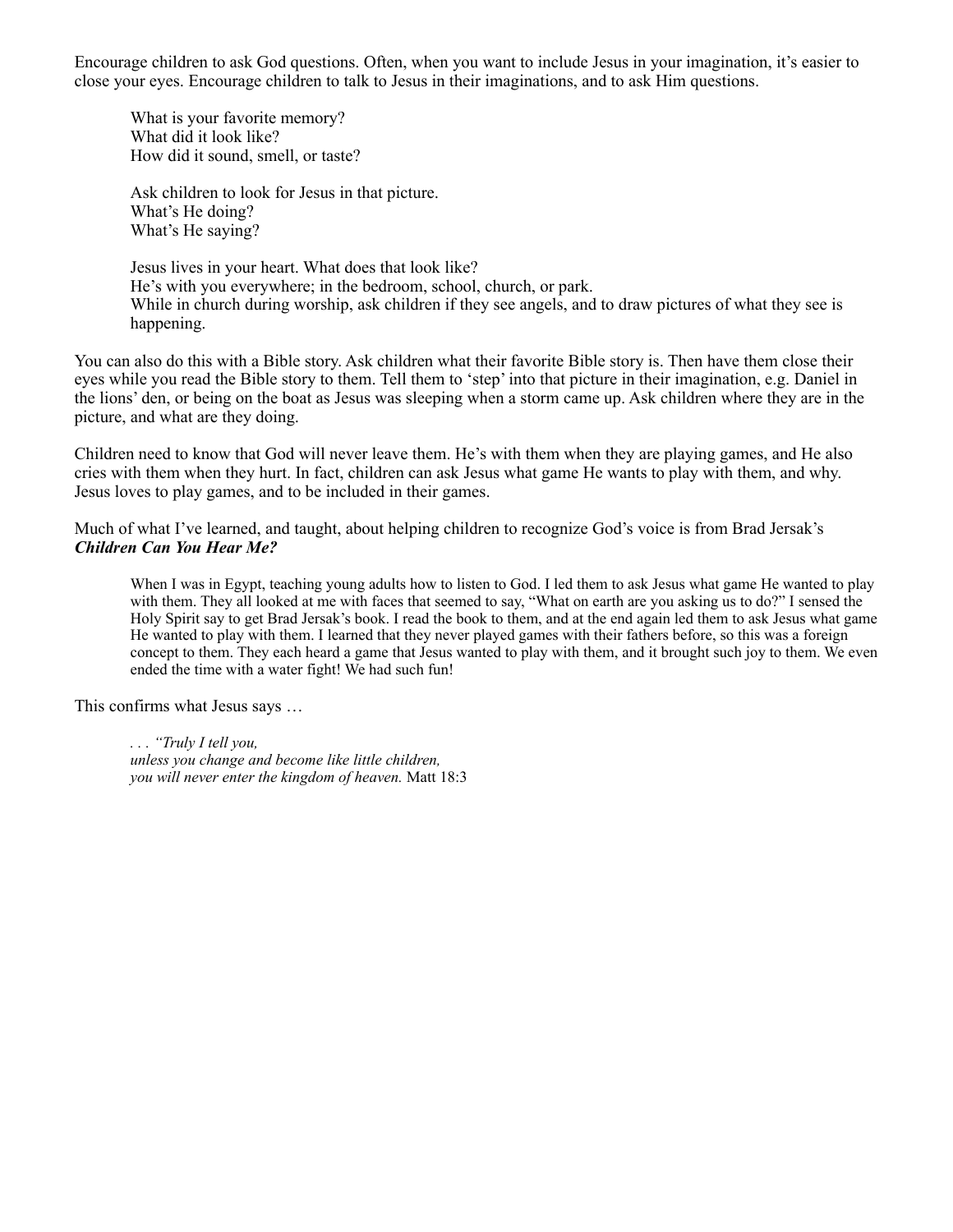Encourage children to ask God questions. Often, when you want to include Jesus in your imagination, it's easier to close your eyes. Encourage children to talk to Jesus in their imaginations, and to ask Him questions.

> What is your favorite memory?
> What did it look like?
> How did it sound, smell, or taste?
>
> Ask children to look for Jesus in that picture.
> What's He doing?
> What's He saying?
>
> Jesus lives in your heart. What does that look like?
> He's with you everywhere; in the bedroom, school, church, or park.
> While in church during worship, ask children if they see angels, and to draw pictures of what they see is happening.

You can also do this with a Bible story. Ask children what their favorite Bible story is. Then have them close their eyes while you read the Bible story to them. Tell them to 'step' into that picture in their imagination, e.g. Daniel in the lions' den, or being on the boat as Jesus was sleeping when a storm came up. Ask children where they are in the picture, and what are they doing.

Children need to know that God will never leave them. He's with them when they are playing games, and He also cries with them when they hurt. In fact, children can ask Jesus what game He wants to play with them, and why. Jesus loves to play games, and to be included in their games.

Much of what I've learned, and taught, about helping children to recognize God's voice is from Brad Jersak's ***Children Can You Hear Me?***

> When I was in Egypt, teaching young adults how to listen to God. I led them to ask Jesus what game He wanted to play with them. They all looked at me with faces that seemed to say, "What on earth are you asking us to do?" I sensed the Holy Spirit say to get Brad Jersak's book. I read the book to them, and at the end again led them to ask Jesus what game He wanted to play with them. I learned that they never played games with their fathers before, so this was a foreign concept to them. They each heard a game that Jesus wanted to play with them, and it brought such joy to them. We even ended the time with a water fight! We had such fun!

This confirms what Jesus says …

> *. . . "Truly I tell you,*
> *unless you change and become like little children,*
> *you will never enter the kingdom of heaven.* Matt 18:3